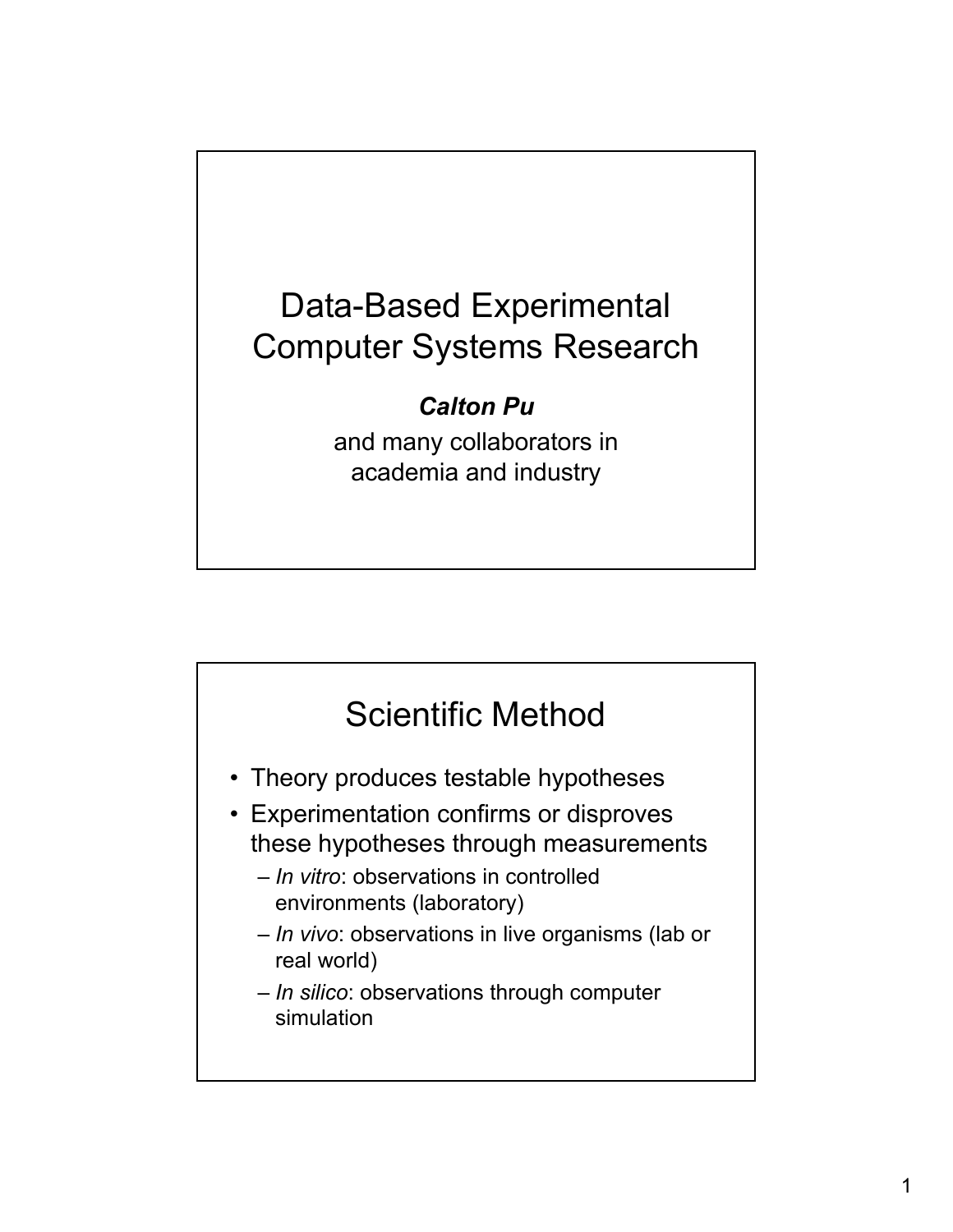# Data-Based Experimental Computer Systems Research

***Calton Pu***

and many collaborators in academia and industry

## Scientific Method

- Theory produces testable hypotheses
- Experimentation confirms or disproves these hypotheses through measurements
  - *In vitro*: observations in controlled environments (laboratory)
  - *In vivo*: observations in live organisms (lab or real world)
  - *In silico*: observations through computer simulation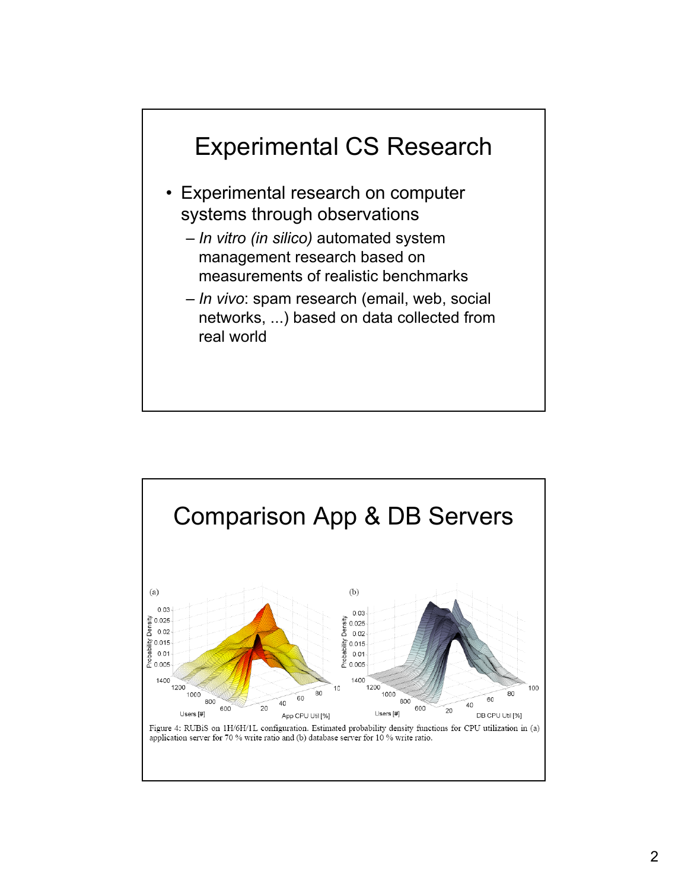# Experimental CS Research

- Experimental research on computer systems through observations
  - *In vitro (in silico)* automated system management research based on measurements of realistic benchmarks
  - *In vivo*: spam research (email, web, social networks, ...) based on data collected from real world

# Comparison App & DB Servers

Figure 4: RUBiS on 1H/6H/1L configuration. Estimated probability density functions for CPU utilization in (a) application server for 70 % write ratio and (b) database server for 10 % write ratio.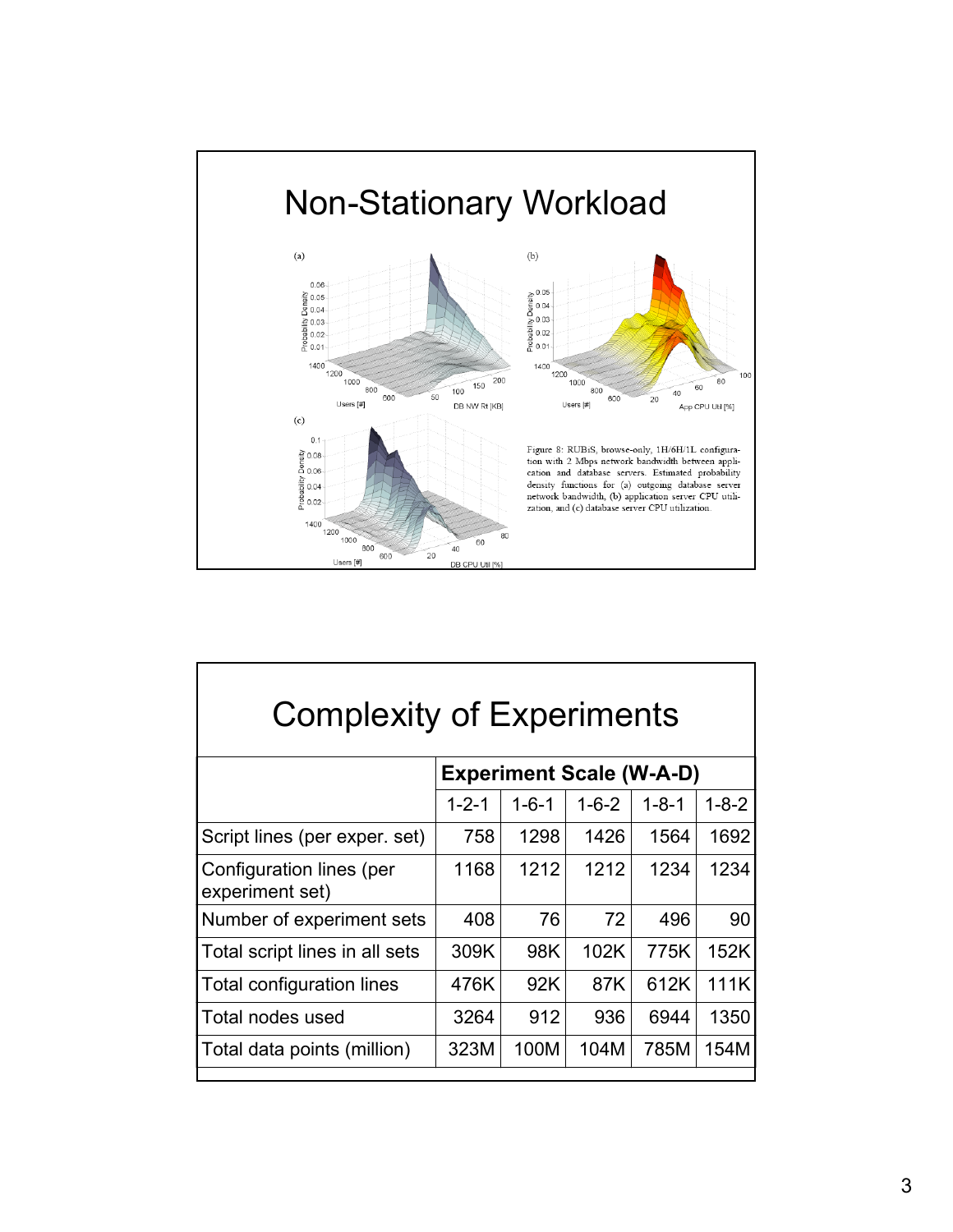# Non-Stationary Workload

(a)

(b)

(c)

Figure 8: RUBiS, browse-only, 1H/6H/1L configuration with 2 Mbps network bandwidth between application and database servers. Estimated probability density functions for (a) outgoing database server network bandwidth, (b) application server CPU utilization, and (c) database server CPU utilization.

# Complexity of Experiments

| | Experiment Scale (W-A-D) | | | | |
|---|---|---|---|---|---|
| | 1-2-1 | 1-6-1 | 1-6-2 | 1-8-1 | 1-8-2 |
| Script lines (per exper. set) | 758 | 1298 | 1426 | 1564 | 1692 |
| Configuration lines (per experiment set) | 1168 | 1212 | 1212 | 1234 | 1234 |
| Number of experiment sets | 408 | 76 | 72 | 496 | 90 |
| Total script lines in all sets | 309K | 98K | 102K | 775K | 152K |
| Total configuration lines | 476K | 92K | 87K | 612K | 111K |
| Total nodes used | 3264 | 912 | 936 | 6944 | 1350 |
| Total data points (million) | 323M | 100M | 104M | 785M | 154M |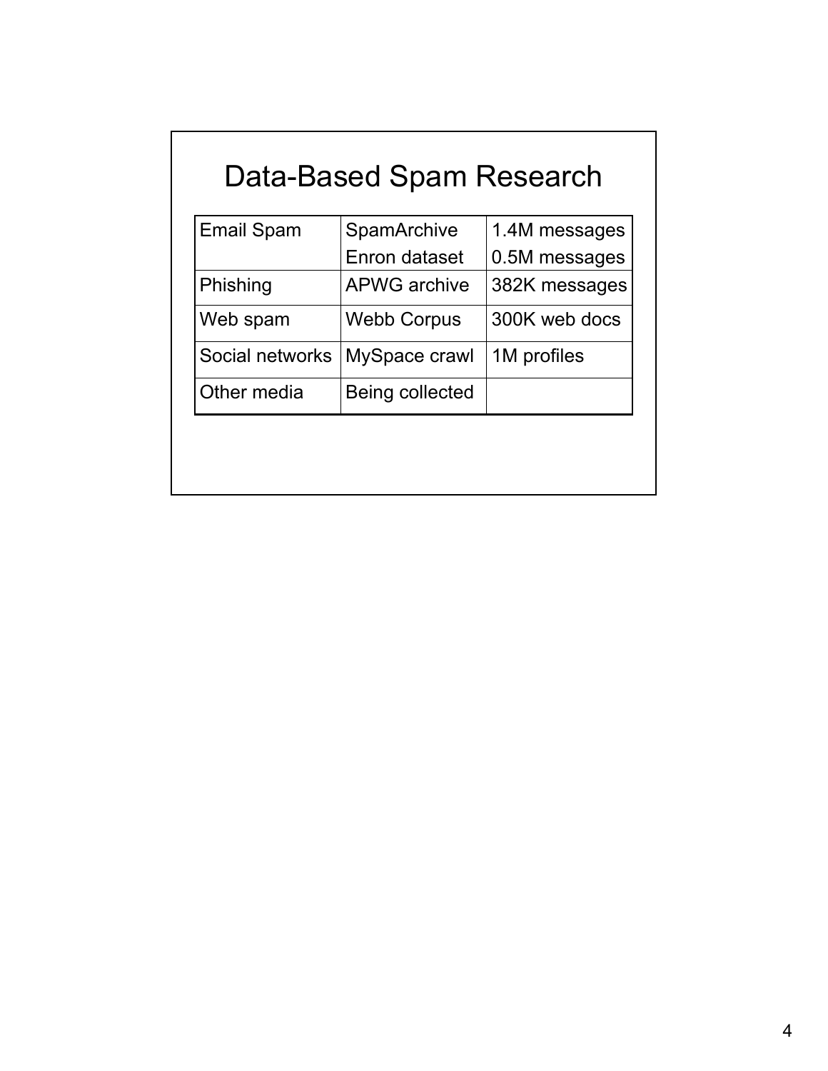# Data-Based Spam Research

| | | |
|---|---|---|
| Email Spam | SpamArchive<br>Enron dataset | 1.4M messages<br>0.5M messages |
| Phishing | APWG archive | 382K messages |
| Web spam | Webb Corpus | 300K web docs |
| Social networks | MySpace crawl | 1M profiles |
| Other media | Being collected | |